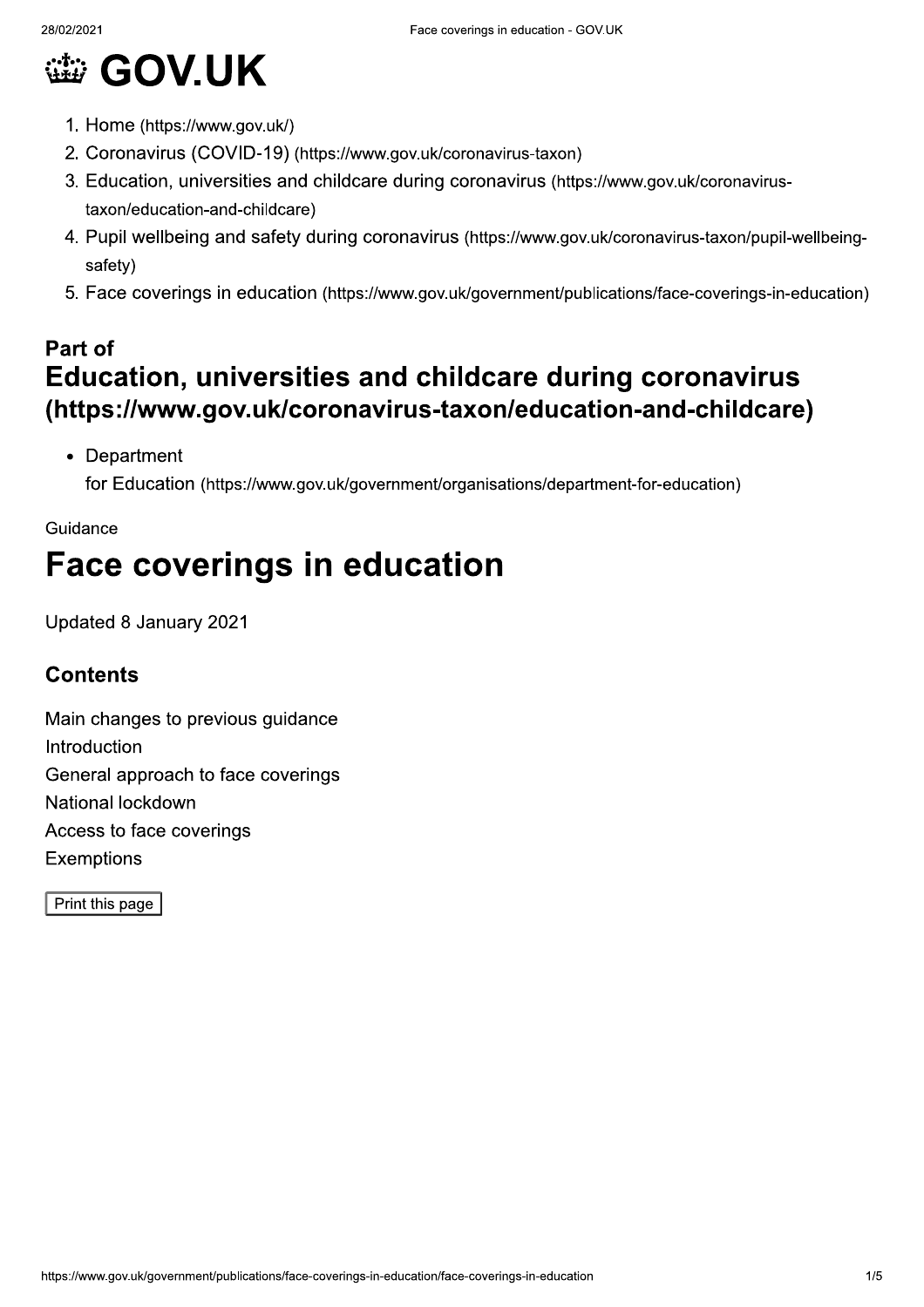# GOV.UK

1. Home (https://www.gov.uk/)
2. Coronavirus (COVID-19) (https://www.gov.uk/coronavirus-taxon)
3. Education, universities and childcare during coronavirus (https://www.gov.uk/coronavirus-taxon/education-and-childcare)
4. Pupil wellbeing and safety during coronavirus (https://www.gov.uk/coronavirus-taxon/pupil-wellbeing-safety)
5. Face coverings in education (https://www.gov.uk/government/publications/face-coverings-in-education)

## Part of
## Education, universities and childcare during coronavirus (https://www.gov.uk/coronavirus-taxon/education-and-childcare)

- Department for Education (https://www.gov.uk/government/organisations/department-for-education)

Guidance

# Face coverings in education

Updated 8 January 2021

### Contents

Main changes to previous guidance
Introduction
General approach to face coverings
National lockdown
Access to face coverings
Exemptions

Print this page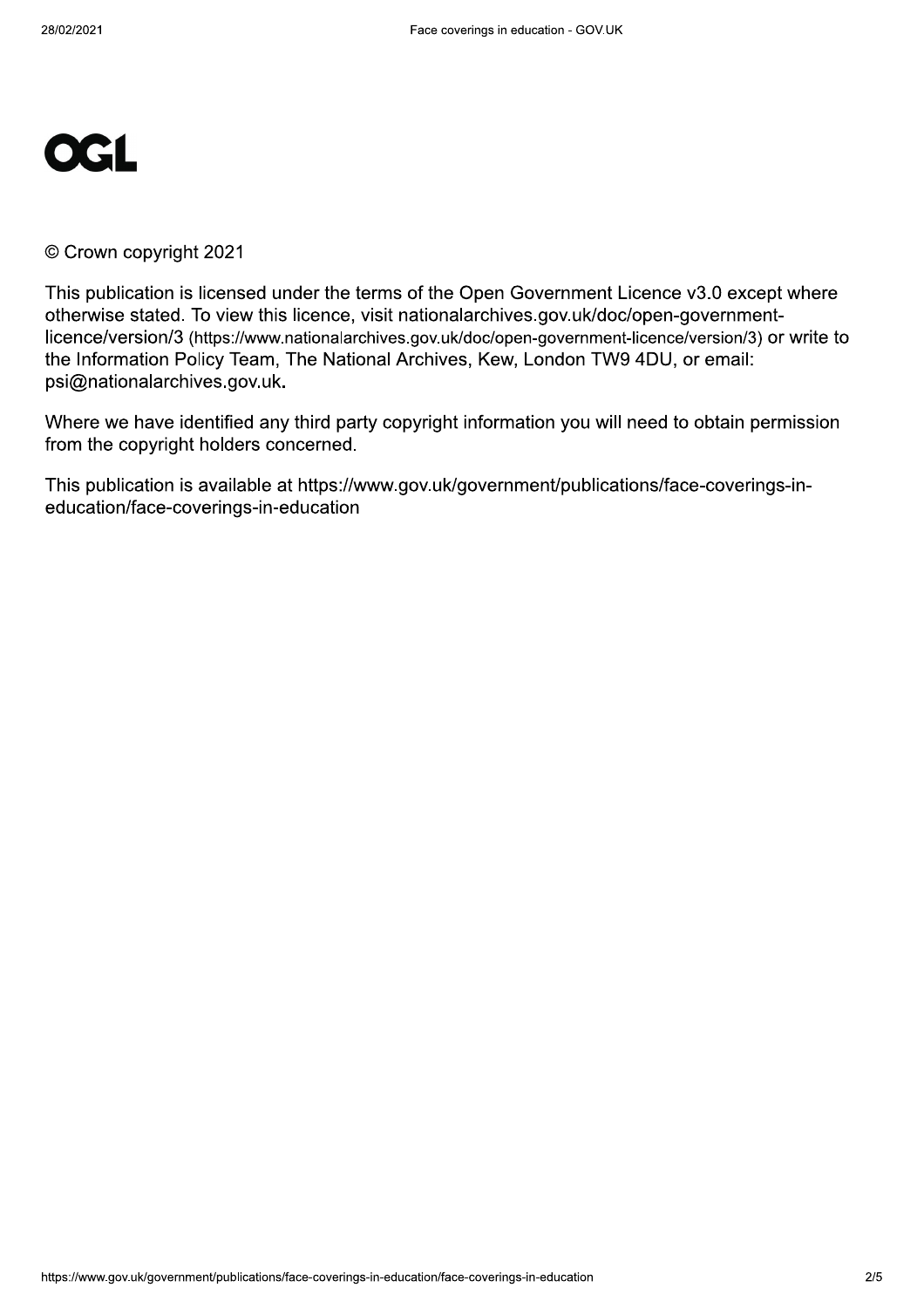OGL

© Crown copyright 2021

This publication is licensed under the terms of the Open Government Licence v3.0 except where otherwise stated. To view this licence, visit nationalarchives.gov.uk/doc/open-government-licence/version/3 (https://www.nationalarchives.gov.uk/doc/open-government-licence/version/3) or write to the Information Policy Team, The National Archives, Kew, London TW9 4DU, or email: psi@nationalarchives.gov.uk.

Where we have identified any third party copyright information you will need to obtain permission from the copyright holders concerned.

This publication is available at https://www.gov.uk/government/publications/face-coverings-in-education/face-coverings-in-education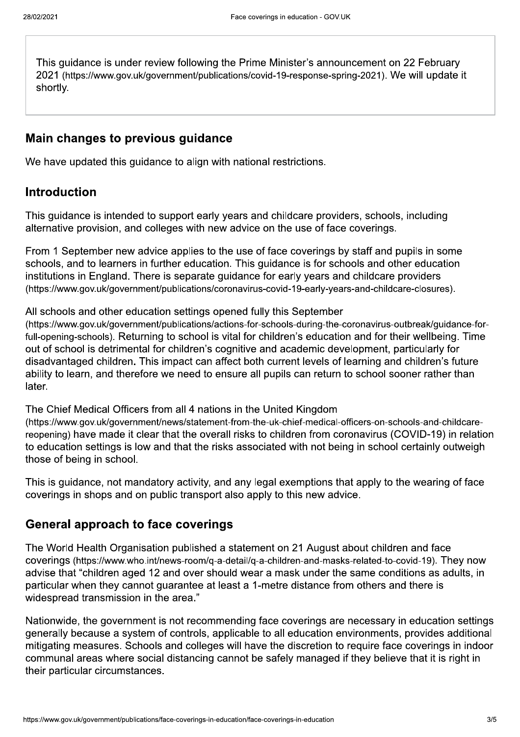This guidance is under review following the Prime Minister's announcement on 22 February 2021 (https://www.gov.uk/government/publications/covid-19-response-spring-2021). We will update it shortly.

## Main changes to previous guidance

We have updated this guidance to align with national restrictions.

## Introduction

This guidance is intended to support early years and childcare providers, schools, including alternative provision, and colleges with new advice on the use of face coverings.

From 1 September new advice applies to the use of face coverings by staff and pupils in some schools, and to learners in further education. This guidance is for schools and other education institutions in England. There is separate guidance for early years and childcare providers (https://www.gov.uk/government/publications/coronavirus-covid-19-early-years-and-childcare-closures).

All schools and other education settings opened fully this September (https://www.gov.uk/government/publications/actions-for-schools-during-the-coronavirus-outbreak/guidance-for-full-opening-schools). Returning to school is vital for children's education and for their wellbeing. Time out of school is detrimental for children's cognitive and academic development, particularly for disadvantaged children. This impact can affect both current levels of learning and children's future ability to learn, and therefore we need to ensure all pupils can return to school sooner rather than later.

The Chief Medical Officers from all 4 nations in the United Kingdom (https://www.gov.uk/government/news/statement-from-the-uk-chief-medical-officers-on-schools-and-childcare-reopening) have made it clear that the overall risks to children from coronavirus (COVID-19) in relation to education settings is low and that the risks associated with not being in school certainly outweigh those of being in school.

This is guidance, not mandatory activity, and any legal exemptions that apply to the wearing of face coverings in shops and on public transport also apply to this new advice.

## General approach to face coverings

The World Health Organisation published a statement on 21 August about children and face coverings (https://www.who.int/news-room/q-a-detail/q-a-children-and-masks-related-to-covid-19). They now advise that "children aged 12 and over should wear a mask under the same conditions as adults, in particular when they cannot guarantee at least a 1-metre distance from others and there is widespread transmission in the area."

Nationwide, the government is not recommending face coverings are necessary in education settings generally because a system of controls, applicable to all education environments, provides additional mitigating measures. Schools and colleges will have the discretion to require face coverings in indoor communal areas where social distancing cannot be safely managed if they believe that it is right in their particular circumstances.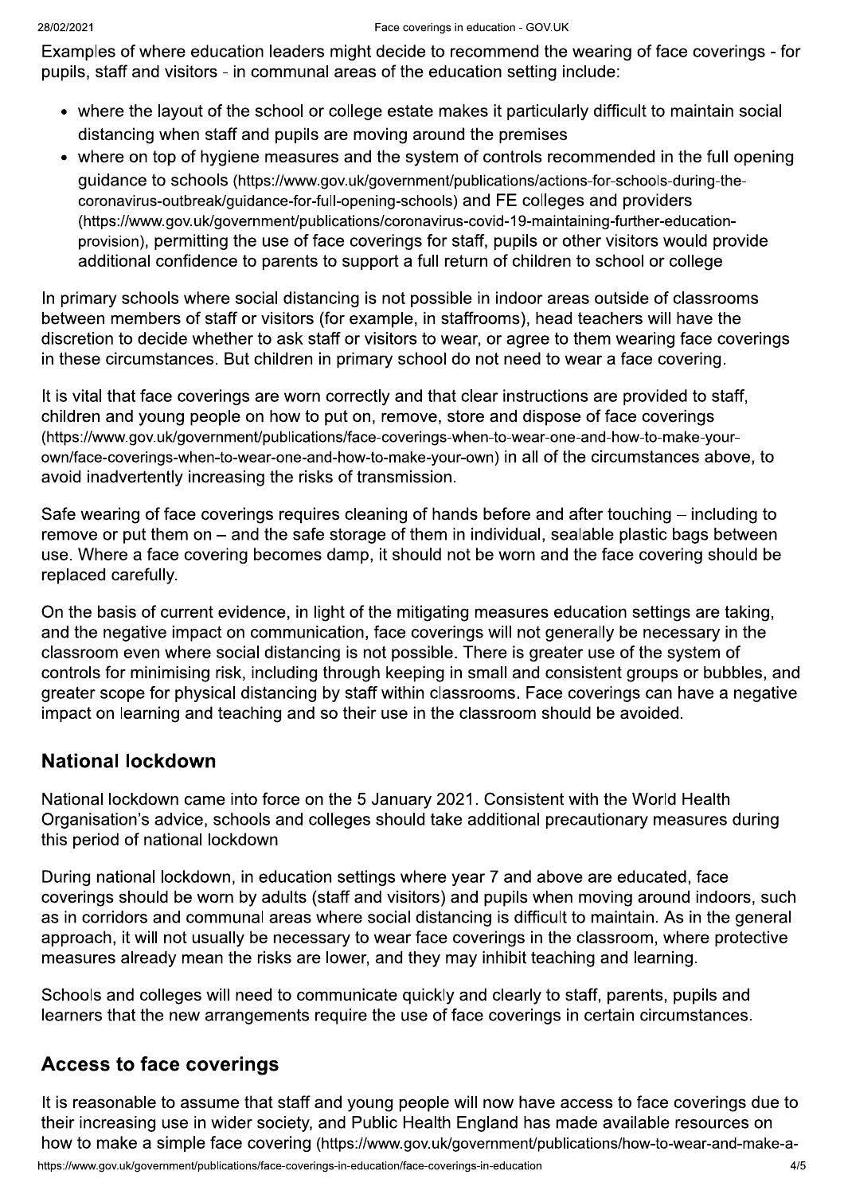Examples of where education leaders might decide to recommend the wearing of face coverings - for pupils, staff and visitors - in communal areas of the education setting include:

- where the layout of the school or college estate makes it particularly difficult to maintain social distancing when staff and pupils are moving around the premises
- where on top of hygiene measures and the system of controls recommended in the full opening guidance to schools (https://www.gov.uk/government/publications/actions-for-schools-during-the-coronavirus-outbreak/guidance-for-full-opening-schools) and FE colleges and providers (https://www.gov.uk/government/publications/coronavirus-covid-19-maintaining-further-education-provision), permitting the use of face coverings for staff, pupils or other visitors would provide additional confidence to parents to support a full return of children to school or college

In primary schools where social distancing is not possible in indoor areas outside of classrooms between members of staff or visitors (for example, in staffrooms), head teachers will have the discretion to decide whether to ask staff or visitors to wear, or agree to them wearing face coverings in these circumstances. But children in primary school do not need to wear a face covering.

It is vital that face coverings are worn correctly and that clear instructions are provided to staff, children and young people on how to put on, remove, store and dispose of face coverings (https://www.gov.uk/government/publications/face-coverings-when-to-wear-one-and-how-to-make-your-own/face-coverings-when-to-wear-one-and-how-to-make-your-own) in all of the circumstances above, to avoid inadvertently increasing the risks of transmission.

Safe wearing of face coverings requires cleaning of hands before and after touching – including to remove or put them on – and the safe storage of them in individual, sealable plastic bags between use. Where a face covering becomes damp, it should not be worn and the face covering should be replaced carefully.

On the basis of current evidence, in light of the mitigating measures education settings are taking, and the negative impact on communication, face coverings will not generally be necessary in the classroom even where social distancing is not possible. There is greater use of the system of controls for minimising risk, including through keeping in small and consistent groups or bubbles, and greater scope for physical distancing by staff within classrooms. Face coverings can have a negative impact on learning and teaching and so their use in the classroom should be avoided.

## National lockdown

National lockdown came into force on the 5 January 2021. Consistent with the World Health Organisation's advice, schools and colleges should take additional precautionary measures during this period of national lockdown

During national lockdown, in education settings where year 7 and above are educated, face coverings should be worn by adults (staff and visitors) and pupils when moving around indoors, such as in corridors and communal areas where social distancing is difficult to maintain. As in the general approach, it will not usually be necessary to wear face coverings in the classroom, where protective measures already mean the risks are lower, and they may inhibit teaching and learning.

Schools and colleges will need to communicate quickly and clearly to staff, parents, pupils and learners that the new arrangements require the use of face coverings in certain circumstances.

## Access to face coverings

It is reasonable to assume that staff and young people will now have access to face coverings due to their increasing use in wider society, and Public Health England has made available resources on how to make a simple face covering (https://www.gov.uk/government/publications/how-to-wear-and-make-a-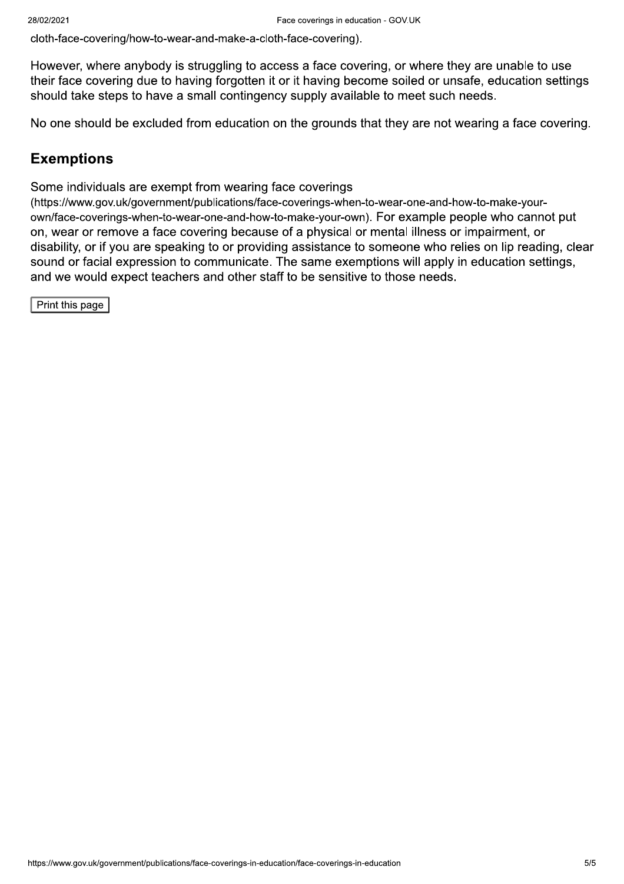cloth-face-covering/how-to-wear-and-make-a-cloth-face-covering).

However, where anybody is struggling to access a face covering, or where they are unable to use their face covering due to having forgotten it or it having become soiled or unsafe, education settings should take steps to have a small contingency supply available to meet such needs.

No one should be excluded from education on the grounds that they are not wearing a face covering.

## Exemptions

Some individuals are exempt from wearing face coverings (https://www.gov.uk/government/publications/face-coverings-when-to-wear-one-and-how-to-make-your-own/face-coverings-when-to-wear-one-and-how-to-make-your-own). For example people who cannot put on, wear or remove a face covering because of a physical or mental illness or impairment, or disability, or if you are speaking to or providing assistance to someone who relies on lip reading, clear sound or facial expression to communicate. The same exemptions will apply in education settings, and we would expect teachers and other staff to be sensitive to those needs.

Print this page